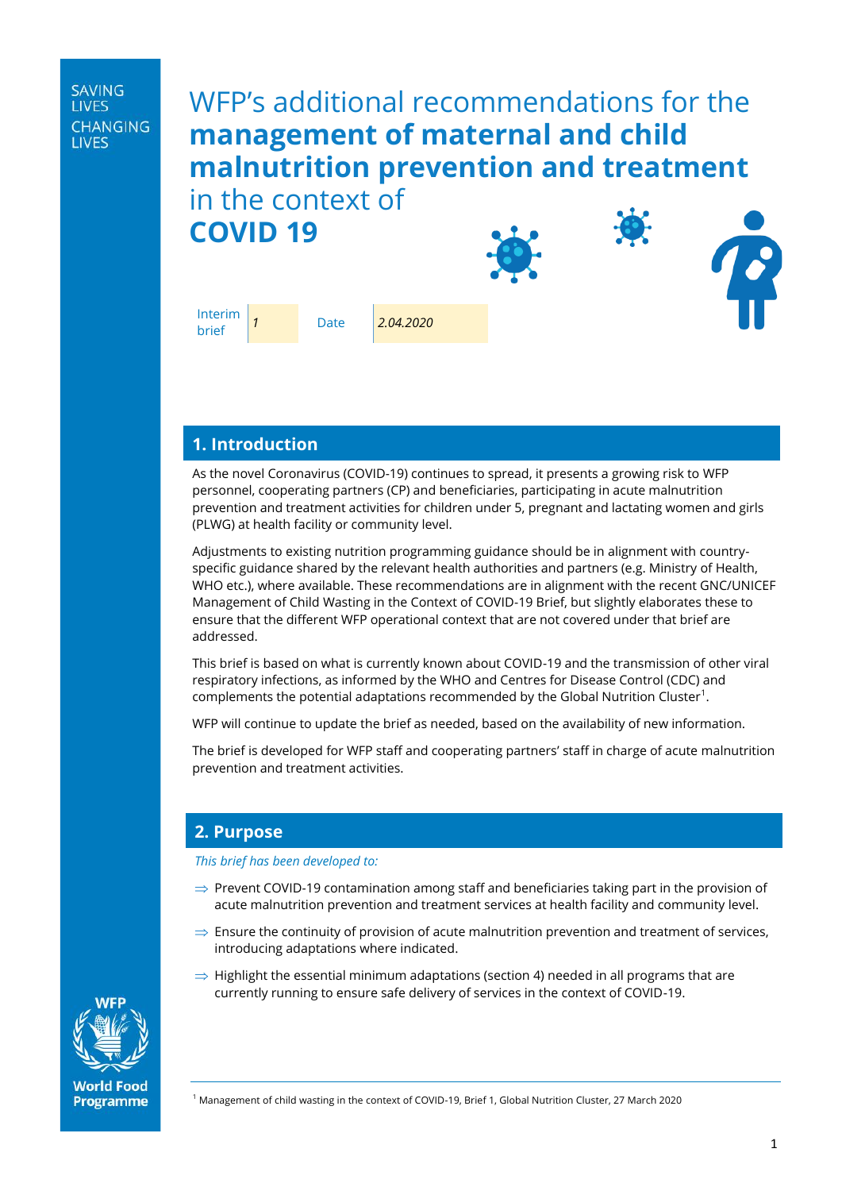SAVING LIVES CHANGING LIVES

# WFP's additional recommendations for the **management of maternal and child malnutrition prevention and treatment** in the context of **COVID 19**

| Interim brief | *1* | Date | *2.04.2020* |
|---|---|---|---|

## 1. Introduction

As the novel Coronavirus (COVID-19) continues to spread, it presents a growing risk to WFP personnel, cooperating partners (CP) and beneficiaries, participating in acute malnutrition prevention and treatment activities for children under 5, pregnant and lactating women and girls (PLWG) at health facility or community level.

Adjustments to existing nutrition programming guidance should be in alignment with country-specific guidance shared by the relevant health authorities and partners (e.g. Ministry of Health, WHO etc.), where available. These recommendations are in alignment with the recent GNC/UNICEF Management of Child Wasting in the Context of COVID-19 Brief, but slightly elaborates these to ensure that the different WFP operational context that are not covered under that brief are addressed.

This brief is based on what is currently known about COVID-19 and the transmission of other viral respiratory infections, as informed by the WHO and Centres for Disease Control (CDC) and complements the potential adaptations recommended by the Global Nutrition Cluster[1].

WFP will continue to update the brief as needed, based on the availability of new information.

The brief is developed for WFP staff and cooperating partners' staff in charge of acute malnutrition prevention and treatment activities.

## 2. Purpose

*This brief has been developed to:*

⇒ Prevent COVID-19 contamination among staff and beneficiaries taking part in the provision of acute malnutrition prevention and treatment services at health facility and community level.

⇒ Ensure the continuity of provision of acute malnutrition prevention and treatment of services, introducing adaptations where indicated.

⇒ Highlight the essential minimum adaptations (section 4) needed in all programs that are currently running to ensure safe delivery of services in the context of COVID-19.

[1] Management of child wasting in the context of COVID-19, Brief 1, Global Nutrition Cluster, 27 March 2020

WFP World Food Programme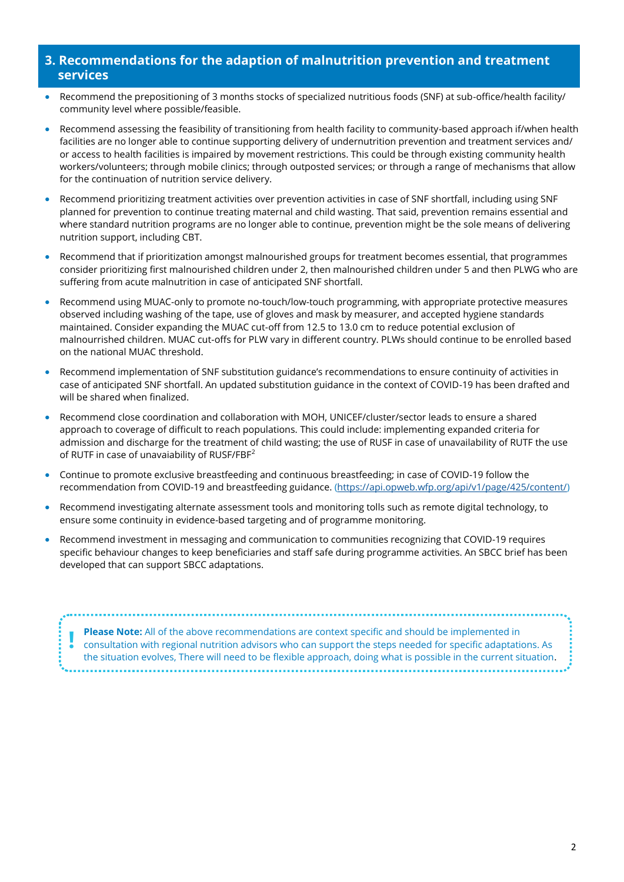## 3. Recommendations for the adaption of malnutrition prevention and treatment services

- Recommend the prepositioning of 3 months stocks of specialized nutritious foods (SNF) at sub-office/health facility/ community level where possible/feasible.
- Recommend assessing the feasibility of transitioning from health facility to community-based approach if/when health facilities are no longer able to continue supporting delivery of undernutrition prevention and treatment services and/ or access to health facilities is impaired by movement restrictions. This could be through existing community health workers/volunteers; through mobile clinics; through outposted services; or through a range of mechanisms that allow for the continuation of nutrition service delivery.
- Recommend prioritizing treatment activities over prevention activities in case of SNF shortfall, including using SNF planned for prevention to continue treating maternal and child wasting. That said, prevention remains essential and where standard nutrition programs are no longer able to continue, prevention might be the sole means of delivering nutrition support, including CBT.
- Recommend that if prioritization amongst malnourished groups for treatment becomes essential, that programmes consider prioritizing first malnourished children under 2, then malnourished children under 5 and then PLWG who are suffering from acute malnutrition in case of anticipated SNF shortfall.
- Recommend using MUAC-only to promote no-touch/low-touch programming, with appropriate protective measures observed including washing of the tape, use of gloves and mask by measurer, and accepted hygiene standards maintained. Consider expanding the MUAC cut-off from 12.5 to 13.0 cm to reduce potential exclusion of malnourrished children. MUAC cut-offs for PLW vary in different country. PLWs should continue to be enrolled based on the national MUAC threshold.
- Recommend implementation of SNF substitution guidance's recommendations to ensure continuity of activities in case of anticipated SNF shortfall. An updated substitution guidance in the context of COVID-19 has been drafted and will be shared when finalized.
- Recommend close coordination and collaboration with MOH, UNICEF/cluster/sector leads to ensure a shared approach to coverage of difficult to reach populations. This could include: implementing expanded criteria for admission and discharge for the treatment of child wasting; the use of RUSF in case of unavailability of RUTF the use of RUTF in case of unavaiability of RUSF/FBF[2]
- Continue to promote exclusive breastfeeding and continuous breastfeeding; in case of COVID-19 follow the recommendation from COVID-19 and breastfeeding guidance. (https://api.opweb.wfp.org/api/v1/page/425/content/)
- Recommend investigating alternate assessment tools and monitoring tolls such as remote digital technology, to ensure some continuity in evidence-based targeting and of programme monitoring.
- Recommend investment in messaging and communication to communities recognizing that COVID-19 requires specific behaviour changes to keep beneficiaries and staff safe during programme activities. An SBCC brief has been developed that can support SBCC adaptations.

> **!** **Please Note:** All of the above recommendations are context specific and should be implemented in consultation with regional nutrition advisors who can support the steps needed for specific adaptations. As the situation evolves, There will need to be flexible approach, doing what is possible in the current situation.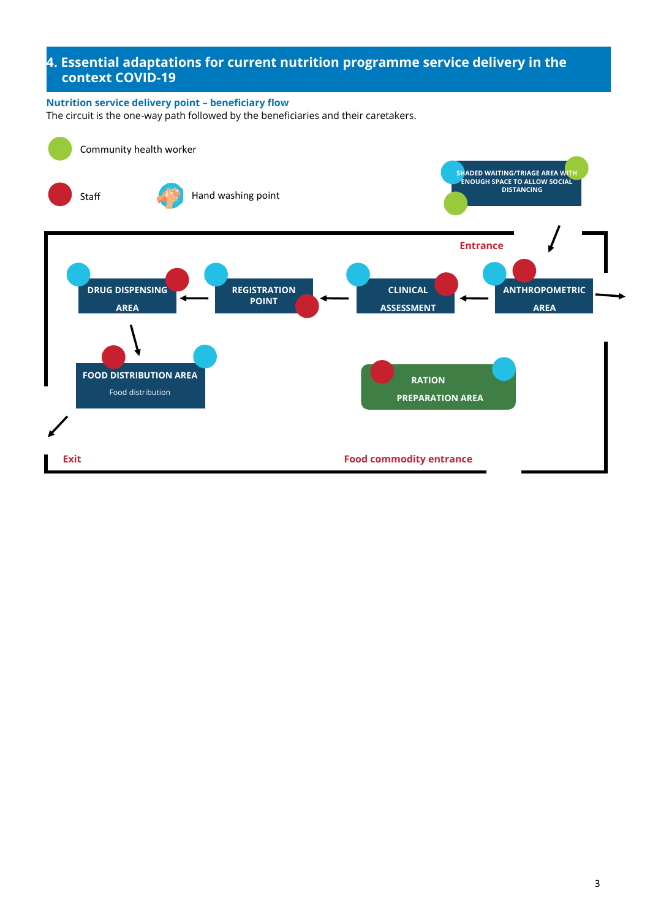## 4. Essential adaptations for current nutrition programme service delivery in the context COVID-19

**Nutrition service delivery point – beneficiary flow**

The circuit is the one-way path followed by the beneficiaries and their caretakers.

Community health worker

Staff

Hand washing point

SHADED WAITING/TRIAGE AREA WITH ENOUGH SPACE TO ALLOW SOCIAL DISTANCING

Entrance

DRUG DISPENSING AREA

REGISTRATION POINT

CLINICAL ASSESSMENT

ANTHROPOMETRIC AREA

FOOD DISTRIBUTION AREA

Food distribution

RATION PREPARATION AREA

Exit

Food commodity entrance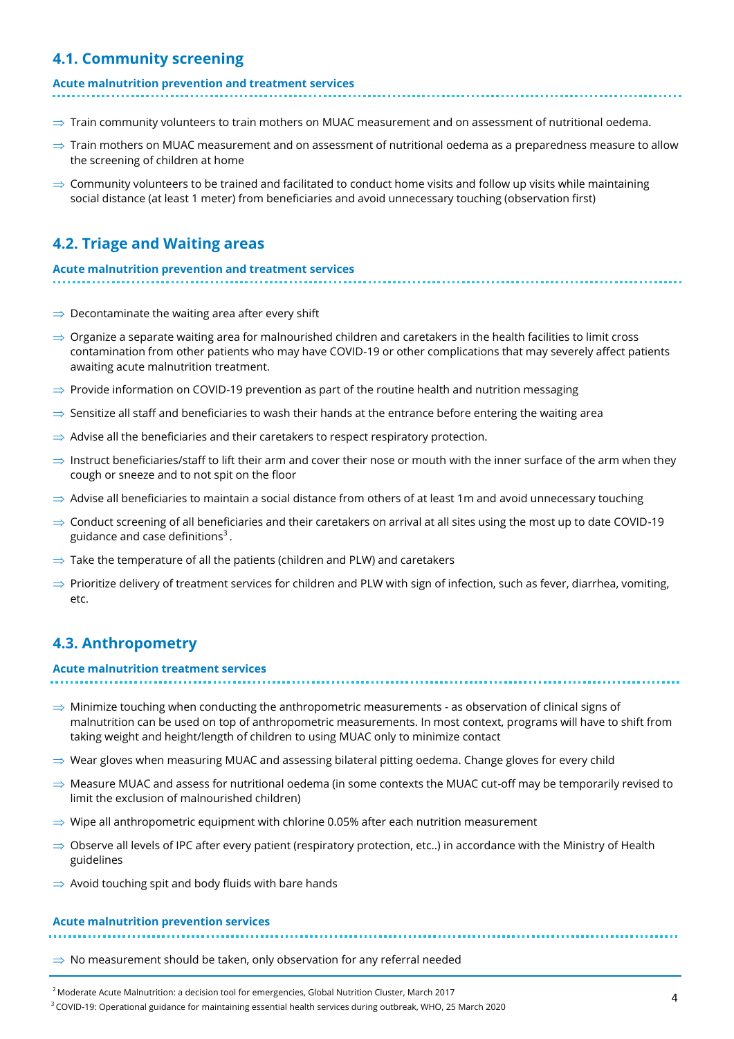## 4.1. Community screening

**Acute malnutrition prevention and treatment services**

- Train community volunteers to train mothers on MUAC measurement and on assessment of nutritional oedema.
- Train mothers on MUAC measurement and on assessment of nutritional oedema as a preparedness measure to allow the screening of children at home
- Community volunteers to be trained and facilitated to conduct home visits and follow up visits while maintaining social distance (at least 1 meter) from beneficiaries and avoid unnecessary touching (observation first)

## 4.2. Triage and Waiting areas

**Acute malnutrition prevention and treatment services**

- Decontaminate the waiting area after every shift
- Organize a separate waiting area for malnourished children and caretakers in the health facilities to limit cross contamination from other patients who may have COVID-19 or other complications that may severely affect patients awaiting acute malnutrition treatment.
- Provide information on COVID-19 prevention as part of the routine health and nutrition messaging
- Sensitize all staff and beneficiaries to wash their hands at the entrance before entering the waiting area
- Advise all the beneficiaries and their caretakers to respect respiratory protection.
- Instruct beneficiaries/staff to lift their arm and cover their nose or mouth with the inner surface of the arm when they cough or sneeze and to not spit on the floor
- Advise all beneficiaries to maintain a social distance from others of at least 1m and avoid unnecessary touching
- Conduct screening of all beneficiaries and their caretakers on arrival at all sites using the most up to date COVID-19 guidance and case definitions[3].
- Take the temperature of all the patients (children and PLW) and caretakers
- Prioritize delivery of treatment services for children and PLW with sign of infection, such as fever, diarrhea, vomiting, etc.

## 4.3. Anthropometry

**Acute malnutrition treatment services**

- Minimize touching when conducting the anthropometric measurements - as observation of clinical signs of malnutrition can be used on top of anthropometric measurements. In most context, programs will have to shift from taking weight and height/length of children to using MUAC only to minimize contact
- Wear gloves when measuring MUAC and assessing bilateral pitting oedema. Change gloves for every child
- Measure MUAC and assess for nutritional oedema (in some contexts the MUAC cut-off may be temporarily revised to limit the exclusion of malnourished children)
- Wipe all anthropometric equipment with chlorine 0.05% after each nutrition measurement
- Observe all levels of IPC after every patient (respiratory protection, etc..) in accordance with the Ministry of Health guidelines
- Avoid touching spit and body fluids with bare hands

**Acute malnutrition prevention services**

- No measurement should be taken, only observation for any referral needed

[2] Moderate Acute Malnutrition: a decision tool for emergencies, Global Nutrition Cluster, March 2017

[3] COVID-19: Operational guidance for maintaining essential health services during outbreak, WHO, 25 March 2020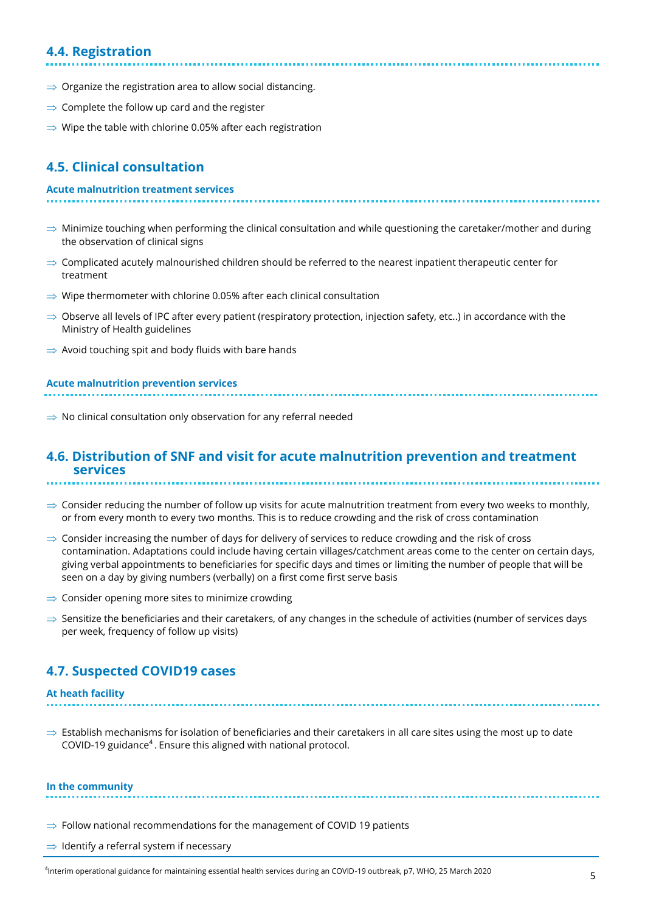## 4.4. Registration

- ⇒ Organize the registration area to allow social distancing.
- ⇒ Complete the follow up card and the register
- ⇒ Wipe the table with chlorine 0.05% after each registration

## 4.5. Clinical consultation

### Acute malnutrition treatment services

- ⇒ Minimize touching when performing the clinical consultation and while questioning the caretaker/mother and during the observation of clinical signs
- ⇒ Complicated acutely malnourished children should be referred to the nearest inpatient therapeutic center for treatment
- ⇒ Wipe thermometer with chlorine 0.05% after each clinical consultation
- ⇒ Observe all levels of IPC after every patient (respiratory protection, injection safety, etc..) in accordance with the Ministry of Health guidelines
- ⇒ Avoid touching spit and body fluids with bare hands

### Acute malnutrition prevention services

- ⇒ No clinical consultation only observation for any referral needed

## 4.6. Distribution of SNF and visit for acute malnutrition prevention and treatment services

- ⇒ Consider reducing the number of follow up visits for acute malnutrition treatment from every two weeks to monthly, or from every month to every two months. This is to reduce crowding and the risk of cross contamination
- ⇒ Consider increasing the number of days for delivery of services to reduce crowding and the risk of cross contamination. Adaptations could include having certain villages/catchment areas come to the center on certain days, giving verbal appointments to beneficiaries for specific days and times or limiting the number of people that will be seen on a day by giving numbers (verbally) on a first come first serve basis
- ⇒ Consider opening more sites to minimize crowding
- ⇒ Sensitize the beneficiaries and their caretakers, of any changes in the schedule of activities (number of services days per week, frequency of follow up visits)

## 4.7. Suspected COVID19 cases

### At heath facility

- ⇒ Establish mechanisms for isolation of beneficiaries and their caretakers in all care sites using the most up to date COVID-19 guidance[4] . Ensure this aligned with national protocol.

### In the community

- ⇒ Follow national recommendations for the management of COVID 19 patients
- ⇒ Identify a referral system if necessary

[4]Interim operational guidance for maintaining essential health services during an COVID-19 outbreak, p7, WHO, 25 March 2020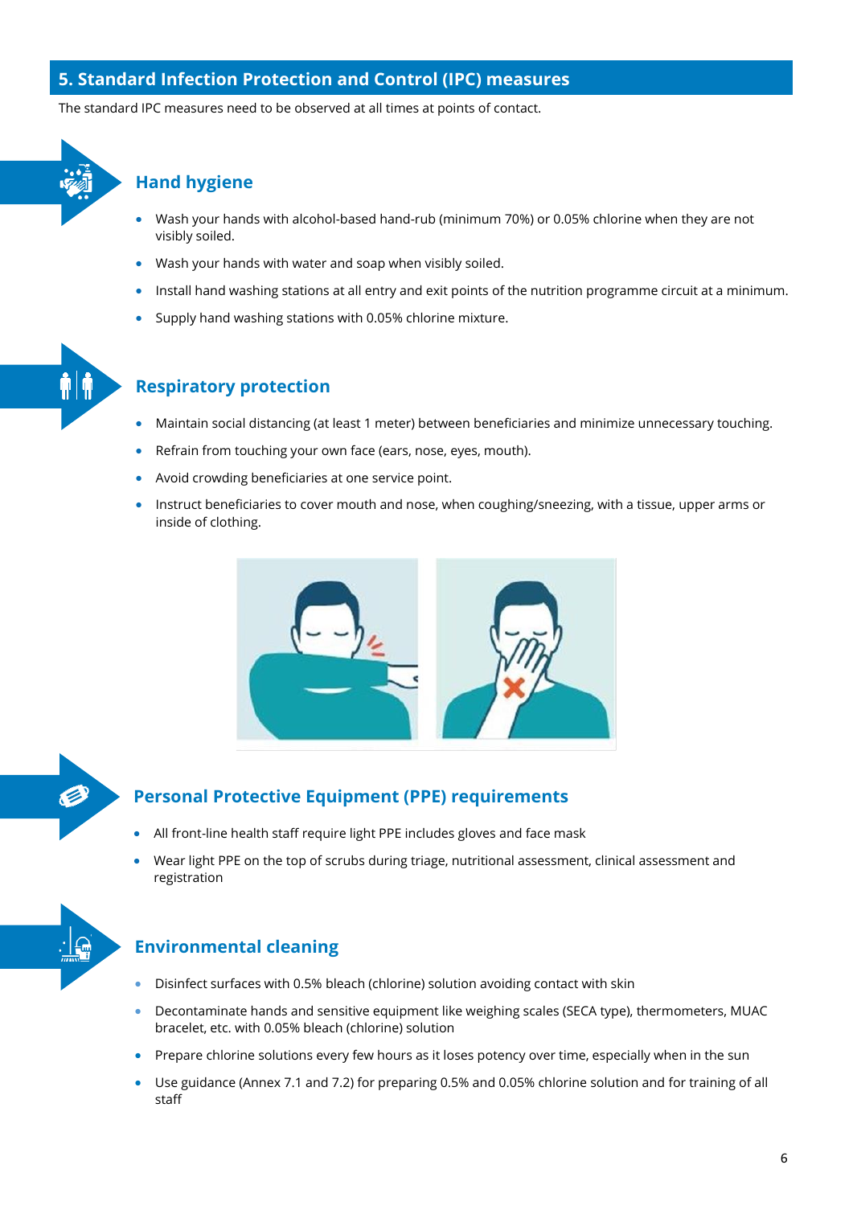## 5. Standard Infection Protection and Control (IPC) measures

The standard IPC measures need to be observed at all times at points of contact.

### Hand hygiene

- Wash your hands with alcohol-based hand-rub (minimum 70%) or 0.05% chlorine when they are not visibly soiled.
- Wash your hands with water and soap when visibly soiled.
- Install hand washing stations at all entry and exit points of the nutrition programme circuit at a minimum.
- Supply hand washing stations with 0.05% chlorine mixture.

### Respiratory protection

- Maintain social distancing (at least 1 meter) between beneficiaries and minimize unnecessary touching.
- Refrain from touching your own face (ears, nose, eyes, mouth).
- Avoid crowding beneficiaries at one service point.
- Instruct beneficiaries to cover mouth and nose, when coughing/sneezing, with a tissue, upper arms or inside of clothing.

### Personal Protective Equipment (PPE) requirements

- All front-line health staff require light PPE includes gloves and face mask
- Wear light PPE on the top of scrubs during triage, nutritional assessment, clinical assessment and registration

### Environmental cleaning

- Disinfect surfaces with 0.5% bleach (chlorine) solution avoiding contact with skin
- Decontaminate hands and sensitive equipment like weighing scales (SECA type), thermometers, MUAC bracelet, etc. with 0.05% bleach (chlorine) solution
- Prepare chlorine solutions every few hours as it loses potency over time, especially when in the sun
- Use guidance (Annex 7.1 and 7.2) for preparing 0.5% and 0.05% chlorine solution and for training of all staff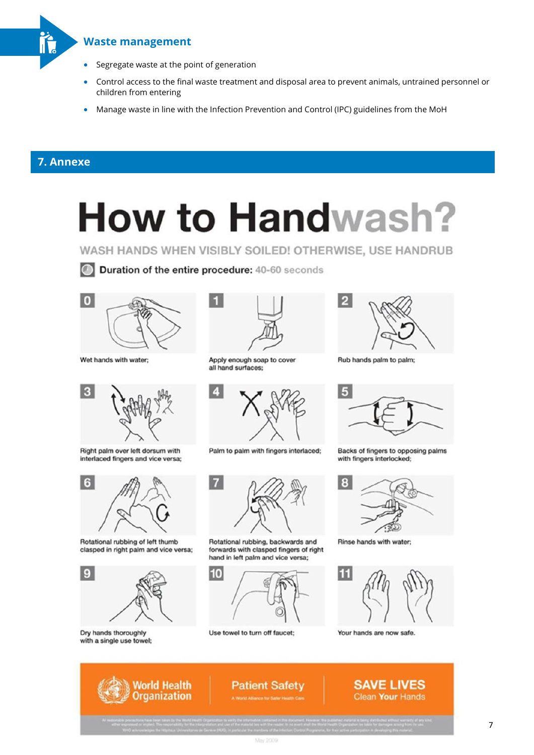## Waste management

- Segregate waste at the point of generation
- Control access to the final waste treatment and disposal area to prevent animals, untrained personnel or children from entering
- Manage waste in line with the Infection Prevention and Control (IPC) guidelines from the MoH

## 7. Annexe

# How to Handwash?

WASH HANDS WHEN VISIBLY SOILED! OTHERWISE, USE HANDRUB

**Duration of the entire procedure:** 40-60 seconds

0. Wet hands with water;
1. Apply enough soap to cover all hand surfaces;
2. Rub hands palm to palm;
3. Right palm over left dorsum with interlaced fingers and vice versa;
4. Palm to palm with fingers interlaced;
5. Backs of fingers to opposing palms with fingers interlocked;
6. Rotational rubbing of left thumb clasped in right palm and vice versa;
7. Rotational rubbing, backwards and forwards with clasped fingers of right hand in left palm and vice versa;
8. Rinse hands with water;
9. Dry hands thoroughly with a single use towel;
10. Use towel to turn off faucet;
11. Your hands are now safe.

World Health Organization | Patient Safety — A World Alliance for Safer Health Care | SAVE LIVES Clean Your Hands

May 2009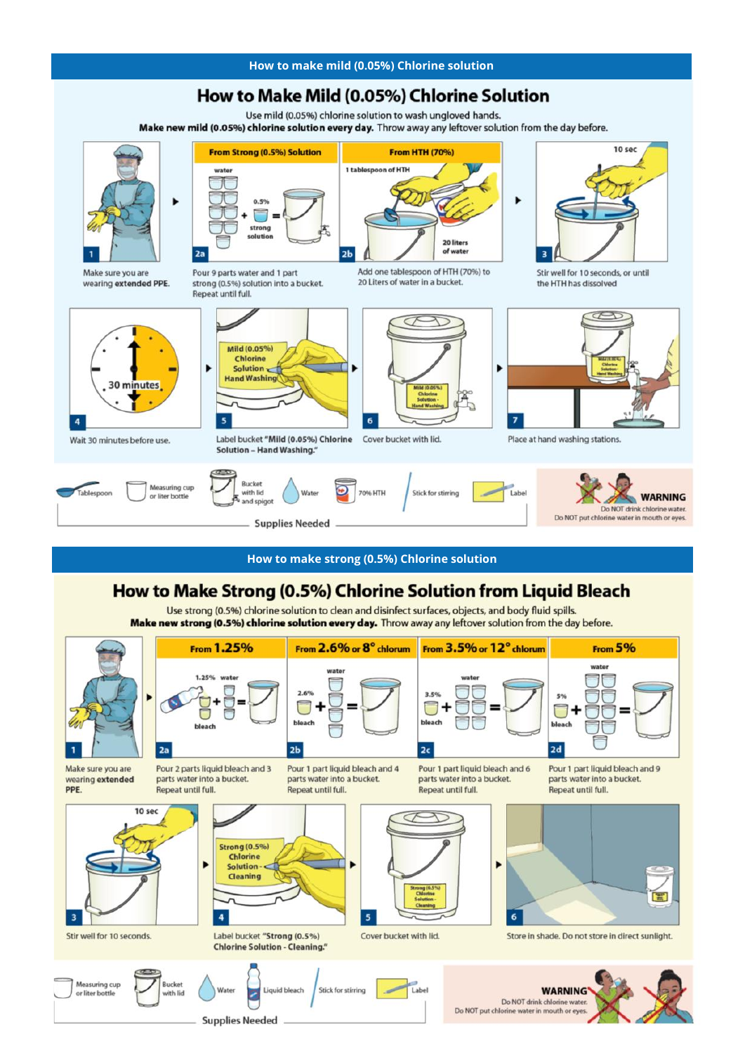## How to make mild (0.05%) Chlorine solution

# How to Make Mild (0.05%) Chlorine Solution

Use mild (0.05%) chlorine solution to wash ungloved hands.
**Make new mild (0.05%) chlorine solution every day.** Throw away any leftover solution from the day before.

1. Make sure you are wearing **extended** PPE.

2a. **From Strong (0.5%) Solution** — water, 0.5% strong solution. Pour 9 parts water and 1 part strong (0.5%) solution into a bucket. Repeat until full.

2b. **From HTH (70%)** — 1 tablespoon of HTH, 20 liters of water. Add one tablespoon of HTH (70%) to 20 Liters of water in a bucket.

3. 10 sec. Stir well for 10 seconds, or until the HTH has dissolved

4. 30 minutes. Wait 30 minutes before use.

5. Label bucket "**Mild (0.05%) Chlorine Solution – Hand Washing.**"

6. Cover bucket with lid.

7. Place at hand washing stations.

**Supplies Needed:** Tablespoon, Measuring cup or liter bottle, Bucket with lid and spigot, Water, 70% HTH, Stick for stirring, Label

**WARNING**
Do NOT drink chlorine water.
Do NOT put chlorine water in mouth or eyes.

## How to make strong (0.5%) Chlorine solution

# How to Make Strong (0.5%) Chlorine Solution from Liquid Bleach

Use strong (0.5%) chlorine solution to clean and disinfect surfaces, objects, and body fluid spills.
**Make new strong (0.5%) chlorine solution every day.** Throw away any leftover solution from the day before.

1. Make sure you are wearing **extended** PPE.

2a. **From 1.25%** — Pour 2 parts liquid bleach and 3 parts water into a bucket. Repeat until full.

2b. **From 2.6% or 8° chlorum** — Pour 1 part liquid bleach and 4 parts water into a bucket. Repeat until full.

2c. **From 3.5% or 12° chlorum** — Pour 1 part liquid bleach and 6 parts water into a bucket. Repeat until full.

2d. **From 5%** — Pour 1 part liquid bleach and 9 parts water into a bucket. Repeat until full.

3. 10 sec. Stir well for 10 seconds.

4. Label bucket "**Strong (0.5%) Chlorine Solution - Cleaning.**"

5. Cover bucket with lid.

6. Store in shade. Do not store in direct sunlight.

**Supplies Needed:** Measuring cup or liter bottle, Bucket with lid, Water, Liquid bleach, Stick for stirring, Label

**WARNING**
Do NOT drink chlorine water.
Do NOT put chlorine water in mouth or eyes.